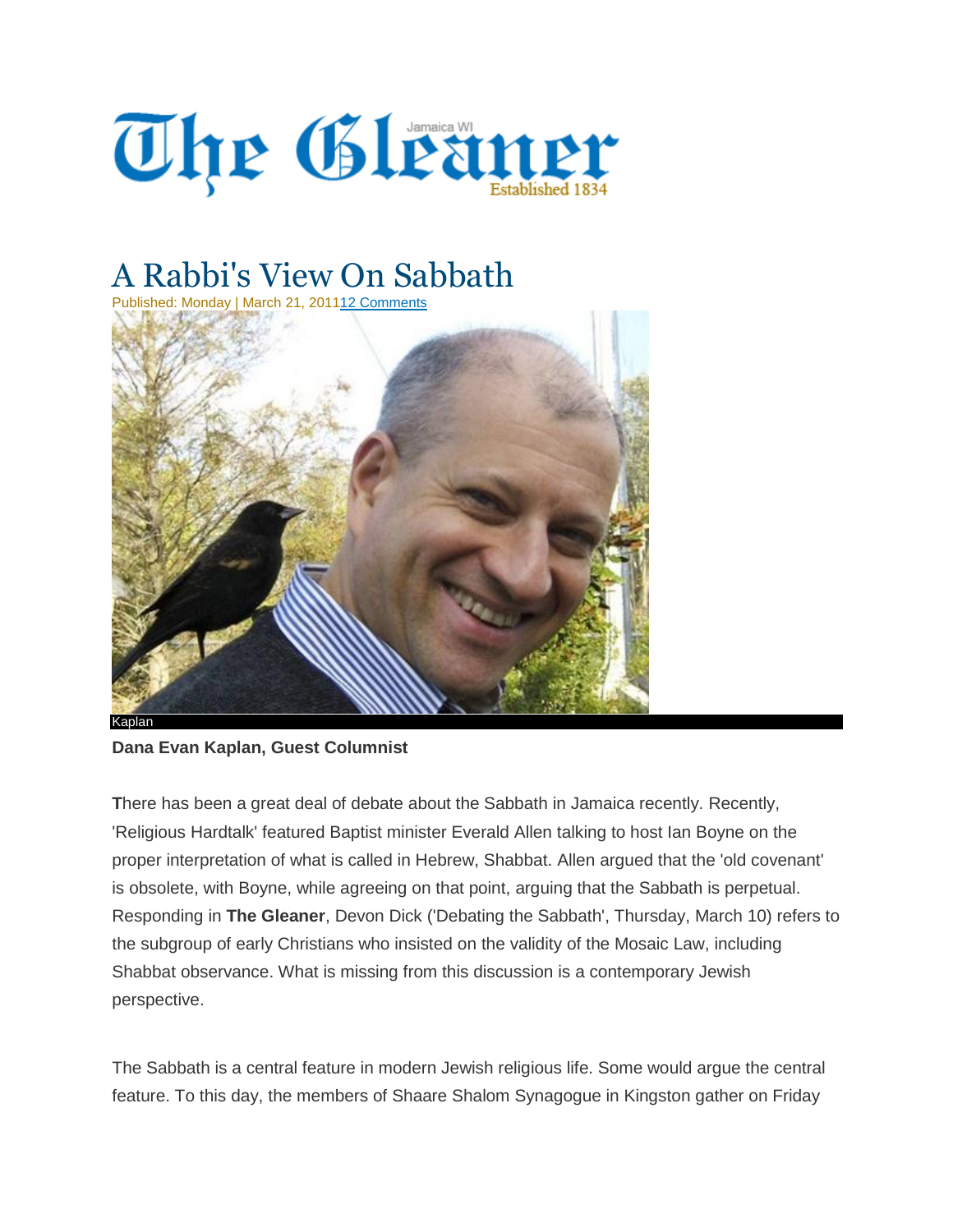# The Gleaner

Jamaica WI

Established 1834

# A Rabbi's View On Sabbath

Published: Monday | March 21, 2011 12 Comments

Kaplan

**Dana Evan Kaplan, Guest Columnist**

**T**here has been a great deal of debate about the Sabbath in Jamaica recently. Recently, 'Religious Hardtalk' featured Baptist minister Everald Allen talking to host Ian Boyne on the proper interpretation of what is called in Hebrew, Shabbat. Allen argued that the 'old covenant' is obsolete, with Boyne, while agreeing on that point, arguing that the Sabbath is perpetual. Responding in **The Gleaner**, Devon Dick ('Debating the Sabbath', Thursday, March 10) refers to the subgroup of early Christians who insisted on the validity of the Mosaic Law, including Shabbat observance. What is missing from this discussion is a contemporary Jewish perspective.

The Sabbath is a central feature in modern Jewish religious life. Some would argue the central feature. To this day, the members of Shaare Shalom Synagogue in Kingston gather on Friday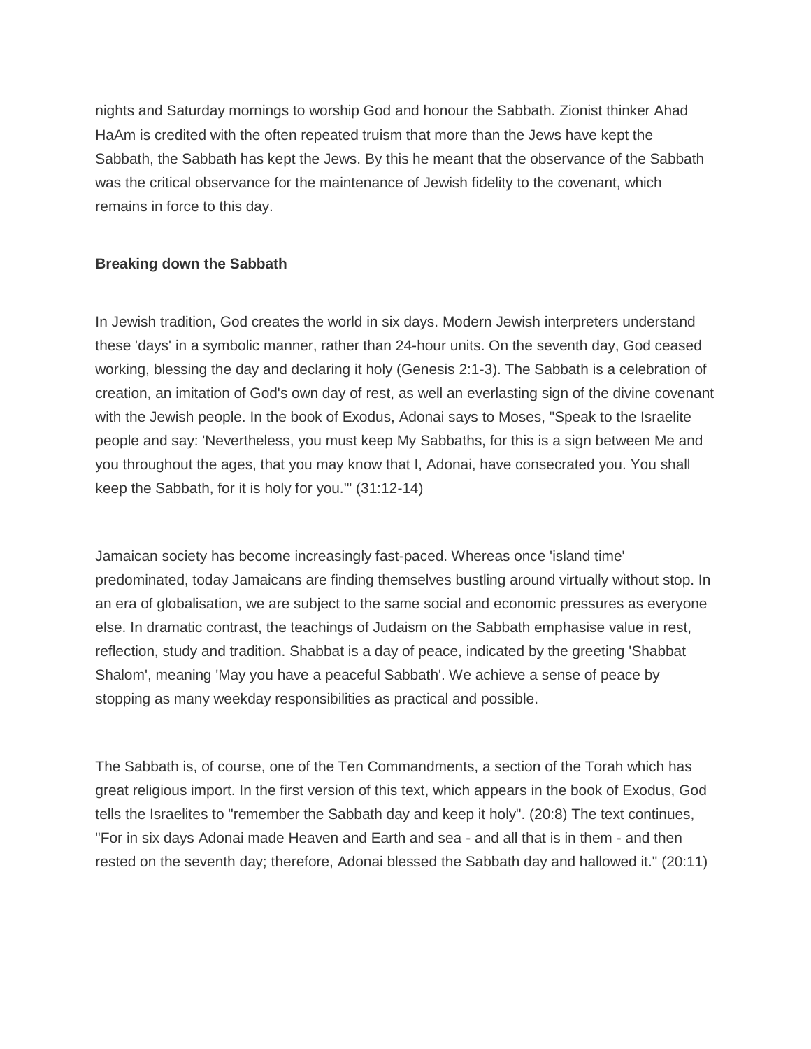nights and Saturday mornings to worship God and honour the Sabbath. Zionist thinker Ahad HaAm is credited with the often repeated truism that more than the Jews have kept the Sabbath, the Sabbath has kept the Jews. By this he meant that the observance of the Sabbath was the critical observance for the maintenance of Jewish fidelity to the covenant, which remains in force to this day.

**Breaking down the Sabbath**

In Jewish tradition, God creates the world in six days. Modern Jewish interpreters understand these 'days' in a symbolic manner, rather than 24-hour units. On the seventh day, God ceased working, blessing the day and declaring it holy (Genesis 2:1-3). The Sabbath is a celebration of creation, an imitation of God's own day of rest, as well an everlasting sign of the divine covenant with the Jewish people. In the book of Exodus, Adonai says to Moses, "Speak to the Israelite people and say: 'Nevertheless, you must keep My Sabbaths, for this is a sign between Me and you throughout the ages, that you may know that I, Adonai, have consecrated you. You shall keep the Sabbath, for it is holy for you.'" (31:12-14)

Jamaican society has become increasingly fast-paced. Whereas once 'island time' predominated, today Jamaicans are finding themselves bustling around virtually without stop. In an era of globalisation, we are subject to the same social and economic pressures as everyone else. In dramatic contrast, the teachings of Judaism on the Sabbath emphasise value in rest, reflection, study and tradition. Shabbat is a day of peace, indicated by the greeting 'Shabbat Shalom', meaning 'May you have a peaceful Sabbath'. We achieve a sense of peace by stopping as many weekday responsibilities as practical and possible.

The Sabbath is, of course, one of the Ten Commandments, a section of the Torah which has great religious import. In the first version of this text, which appears in the book of Exodus, God tells the Israelites to "remember the Sabbath day and keep it holy". (20:8) The text continues, "For in six days Adonai made Heaven and Earth and sea - and all that is in them - and then rested on the seventh day; therefore, Adonai blessed the Sabbath day and hallowed it." (20:11)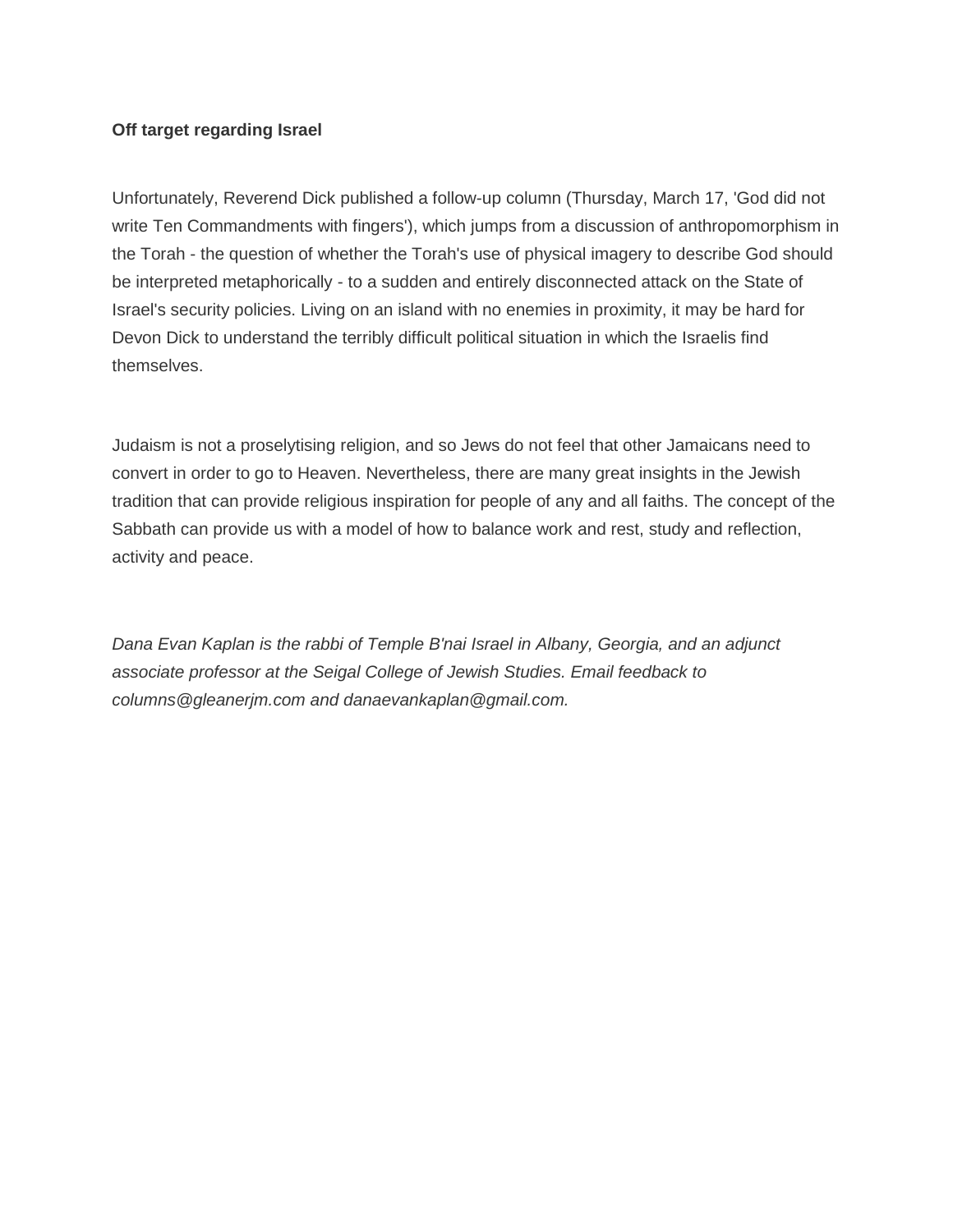**Off target regarding Israel**

Unfortunately, Reverend Dick published a follow-up column (Thursday, March 17, 'God did not write Ten Commandments with fingers'), which jumps from a discussion of anthropomorphism in the Torah - the question of whether the Torah's use of physical imagery to describe God should be interpreted metaphorically - to a sudden and entirely disconnected attack on the State of Israel's security policies. Living on an island with no enemies in proximity, it may be hard for Devon Dick to understand the terribly difficult political situation in which the Israelis find themselves.

Judaism is not a proselytising religion, and so Jews do not feel that other Jamaicans need to convert in order to go to Heaven. Nevertheless, there are many great insights in the Jewish tradition that can provide religious inspiration for people of any and all faiths. The concept of the Sabbath can provide us with a model of how to balance work and rest, study and reflection, activity and peace.

*Dana Evan Kaplan is the rabbi of Temple B'nai Israel in Albany, Georgia, and an adjunct associate professor at the Seigal College of Jewish Studies. Email feedback to columns@gleanerjm.com and danaevankaplan@gmail.com.*